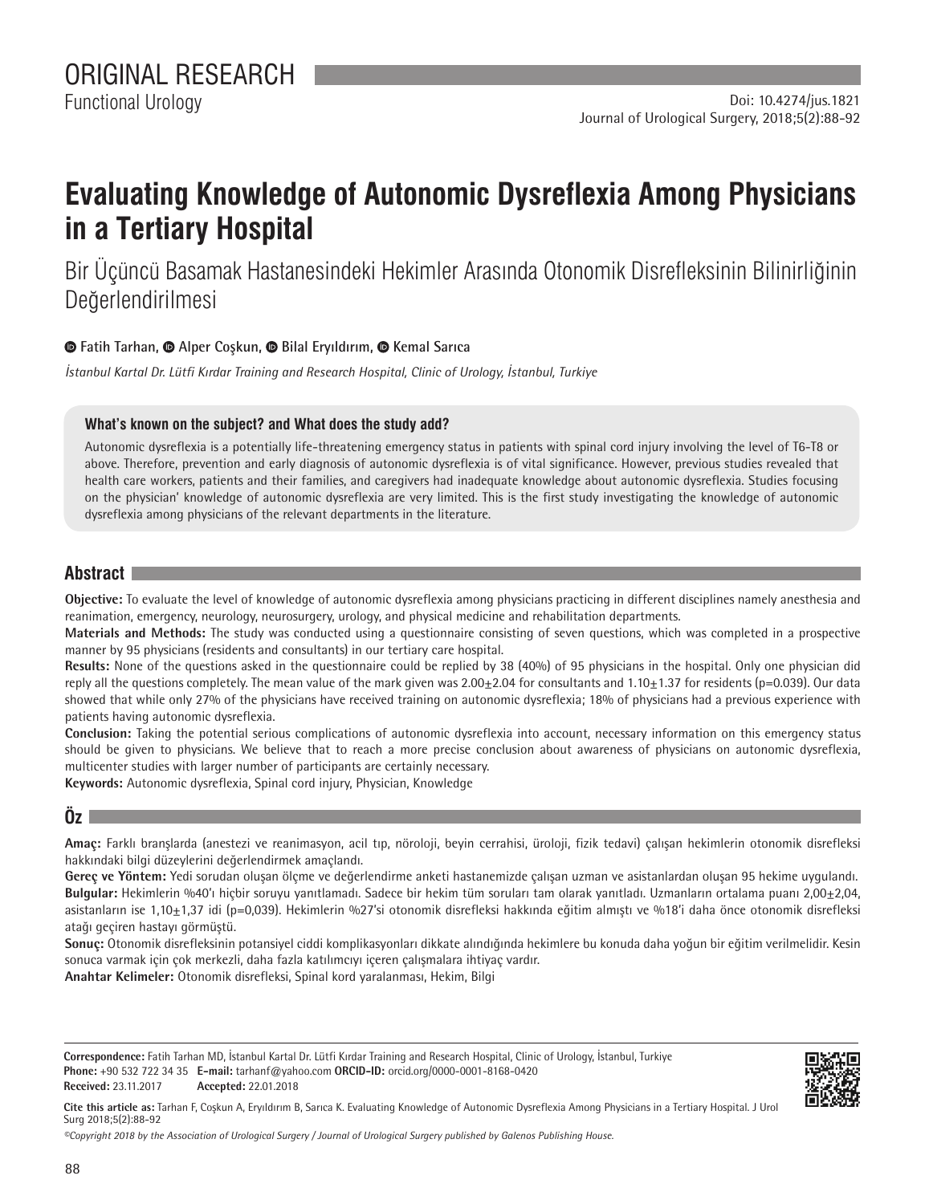ORIGINAL RESEARCH

Functional Urology

Doi: 10.4274/jus.1821

Journal of Urological Surgery, 2018;5(2):88-92

# Evaluating Knowledge of Autonomic Dysreflexia Among Physicians in a Tertiary Hospital

## Bir Üçüncü Basamak Hastanesindeki Hekimler Arasında Otonomik Disrefleksinin Bilinirliğinin Değerlendirilmesi

**Fatih Tarhan, Alper Coşkun, Bilal Eryıldırım, Kemal Sarıca**

*İstanbul Kartal Dr. Lütfi Kırdar Training and Research Hospital, Clinic of Urology, İstanbul, Turkiye*

### What's known on the subject? and What does the study add?

Autonomic dysreflexia is a potentially life-threatening emergency status in patients with spinal cord injury involving the level of T6-T8 or above. Therefore, prevention and early diagnosis of autonomic dysreflexia is of vital significance. However, previous studies revealed that health care workers, patients and their families, and caregivers had inadequate knowledge about autonomic dysreflexia. Studies focusing on the physician' knowledge of autonomic dysreflexia are very limited. This is the first study investigating the knowledge of autonomic dysreflexia among physicians of the relevant departments in the literature.

## Abstract

**Objective:** To evaluate the level of knowledge of autonomic dysreflexia among physicians practicing in different disciplines namely anesthesia and reanimation, emergency, neurology, neurosurgery, urology, and physical medicine and rehabilitation departments.

**Materials and Methods:** The study was conducted using a questionnaire consisting of seven questions, which was completed in a prospective manner by 95 physicians (residents and consultants) in our tertiary care hospital.

**Results:** None of the questions asked in the questionnaire could be replied by 38 (40%) of 95 physicians in the hospital. Only one physician did reply all the questions completely. The mean value of the mark given was 2.00±2.04 for consultants and 1.10±1.37 for residents (p=0.039). Our data showed that while only 27% of the physicians have received training on autonomic dysreflexia; 18% of physicians had a previous experience with patients having autonomic dysreflexia.

**Conclusion:** Taking the potential serious complications of autonomic dysreflexia into account, necessary information on this emergency status should be given to physicians. We believe that to reach a more precise conclusion about awareness of physicians on autonomic dysreflexia, multicenter studies with larger number of participants are certainly necessary.

**Keywords:** Autonomic dysreflexia, Spinal cord injury, Physician, Knowledge

## Öz

**Amaç:** Farklı branşlarda (anestezi ve reanimasyon, acil tıp, nöroloji, beyin cerrahisi, üroloji, fizik tedavi) çalışan hekimlerin otonomik disrefleksi hakkındaki bilgi düzeylerini değerlendirmek amaçlandı.

**Gereç ve Yöntem:** Yedi sorudan oluşan ölçme ve değerlendirme anketi hastanemizde çalışan uzman ve asistanlardan oluşan 95 hekime uygulandı.

**Bulgular:** Hekimlerin %40'ı hiçbir soruyu yanıtlamadı. Sadece bir hekim tüm soruları tam olarak yanıtladı. Uzmanların ortalama puanı 2,00±2,04, asistanların ise 1,10±1,37 idi (p=0,039). Hekimlerin %27'si otonomik disrefleksi hakkında eğitim almıştı ve %18'i daha önce otonomik disrefleksi atağı geçiren hastayı görmüştü.

**Sonuç:** Otonomik disrefleksinin potansiyel ciddi komplikasyonları dikkate alındığında hekimlere bu konuda daha yoğun bir eğitim verilmelidir. Kesin sonuca varmak için çok merkezli, daha fazla katılımcıyı içeren çalışmalara ihtiyaç vardır.

**Anahtar Kelimeler:** Otonomik disrefleksi, Spinal kord yaralanması, Hekim, Bilgi

**Correspondence:** Fatih Tarhan MD, İstanbul Kartal Dr. Lütfi Kırdar Training and Research Hospital, Clinic of Urology, İstanbul, Turkiye
**Phone:** +90 532 722 34 35 **E-mail:** tarhanf@yahoo.com **ORCID-ID:** orcid.org/0000-0001-8168-0420
**Received:** 23.11.2017 **Accepted:** 22.01.2018

**Cite this article as:** Tarhan F, Coşkun A, Eryıldırım B, Sarıca K. Evaluating Knowledge of Autonomic Dysreflexia Among Physicians in a Tertiary Hospital. J Urol Surg 2018;5(2):88-92

*©Copyright 2018 by the Association of Urological Surgery / Journal of Urological Surgery published by Galenos Publishing House.*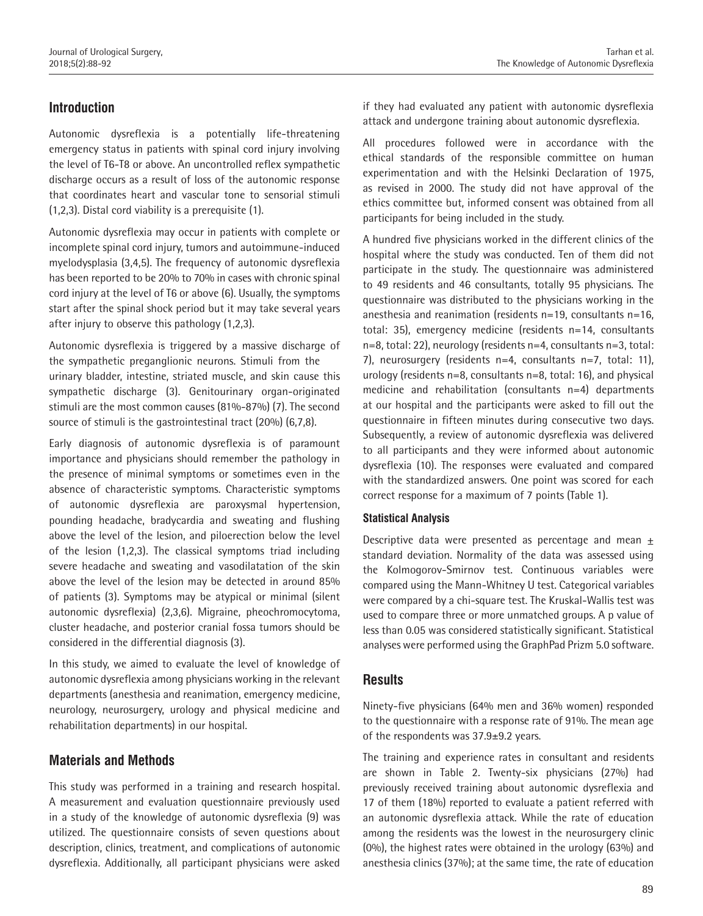## Introduction

Autonomic dysreflexia is a potentially life-threatening emergency status in patients with spinal cord injury involving the level of T6-T8 or above. An uncontrolled reflex sympathetic discharge occurs as a result of loss of the autonomic response that coordinates heart and vascular tone to sensorial stimuli (1,2,3). Distal cord viability is a prerequisite (1).

Autonomic dysreflexia may occur in patients with complete or incomplete spinal cord injury, tumors and autoimmune-induced myelodysplasia (3,4,5). The frequency of autonomic dysreflexia has been reported to be 20% to 70% in cases with chronic spinal cord injury at the level of T6 or above (6). Usually, the symptoms start after the spinal shock period but it may take several years after injury to observe this pathology (1,2,3).

Autonomic dysreflexia is triggered by a massive discharge of the sympathetic preganglionic neurons. Stimuli from the urinary bladder, intestine, striated muscle, and skin cause this sympathetic discharge (3). Genitourinary organ-originated stimuli are the most common causes (81%-87%) (7). The second source of stimuli is the gastrointestinal tract (20%) (6,7,8).

Early diagnosis of autonomic dysreflexia is of paramount importance and physicians should remember the pathology in the presence of minimal symptoms or sometimes even in the absence of characteristic symptoms. Characteristic symptoms of autonomic dysreflexia are paroxysmal hypertension, pounding headache, bradycardia and sweating and flushing above the level of the lesion, and piloerection below the level of the lesion (1,2,3). The classical symptoms triad including severe headache and sweating and vasodilatation of the skin above the level of the lesion may be detected in around 85% of patients (3). Symptoms may be atypical or minimal (silent autonomic dysreflexia) (2,3,6). Migraine, pheochromocytoma, cluster headache, and posterior cranial fossa tumors should be considered in the differential diagnosis (3).

In this study, we aimed to evaluate the level of knowledge of autonomic dysreflexia among physicians working in the relevant departments (anesthesia and reanimation, emergency medicine, neurology, neurosurgery, urology and physical medicine and rehabilitation departments) in our hospital.

## Materials and Methods

This study was performed in a training and research hospital. A measurement and evaluation questionnaire previously used in a study of the knowledge of autonomic dysreflexia (9) was utilized. The questionnaire consists of seven questions about description, clinics, treatment, and complications of autonomic dysreflexia. Additionally, all participant physicians were asked if they had evaluated any patient with autonomic dysreflexia attack and undergone training about autonomic dysreflexia.

All procedures followed were in accordance with the ethical standards of the responsible committee on human experimentation and with the Helsinki Declaration of 1975, as revised in 2000. The study did not have approval of the ethics committee but, informed consent was obtained from all participants for being included in the study.

A hundred five physicians worked in the different clinics of the hospital where the study was conducted. Ten of them did not participate in the study. The questionnaire was administered to 49 residents and 46 consultants, totally 95 physicians. The questionnaire was distributed to the physicians working in the anesthesia and reanimation (residents n=19, consultants n=16, total: 35), emergency medicine (residents n=14, consultants n=8, total: 22), neurology (residents n=4, consultants n=3, total: 7), neurosurgery (residents n=4, consultants n=7, total: 11), urology (residents n=8, consultants n=8, total: 16), and physical medicine and rehabilitation (consultants n=4) departments at our hospital and the participants were asked to fill out the questionnaire in fifteen minutes during consecutive two days. Subsequently, a review of autonomic dysreflexia was delivered to all participants and they were informed about autonomic dysreflexia (10). The responses were evaluated and compared with the standardized answers. One point was scored for each correct response for a maximum of 7 points (Table 1).

### Statistical Analysis

Descriptive data were presented as percentage and mean ± standard deviation. Normality of the data was assessed using the Kolmogorov-Smirnov test. Continuous variables were compared using the Mann-Whitney U test. Categorical variables were compared by a chi-square test. The Kruskal-Wallis test was used to compare three or more unmatched groups. A p value of less than 0.05 was considered statistically significant. Statistical analyses were performed using the GraphPad Prizm 5.0 software.

## Results

Ninety-five physicians (64% men and 36% women) responded to the questionnaire with a response rate of 91%. The mean age of the respondents was 37.9±9.2 years.

The training and experience rates in consultant and residents are shown in Table 2. Twenty-six physicians (27%) had previously received training about autonomic dysreflexia and 17 of them (18%) reported to evaluate a patient referred with an autonomic dysreflexia attack. While the rate of education among the residents was the lowest in the neurosurgery clinic (0%), the highest rates were obtained in the urology (63%) and anesthesia clinics (37%); at the same time, the rate of education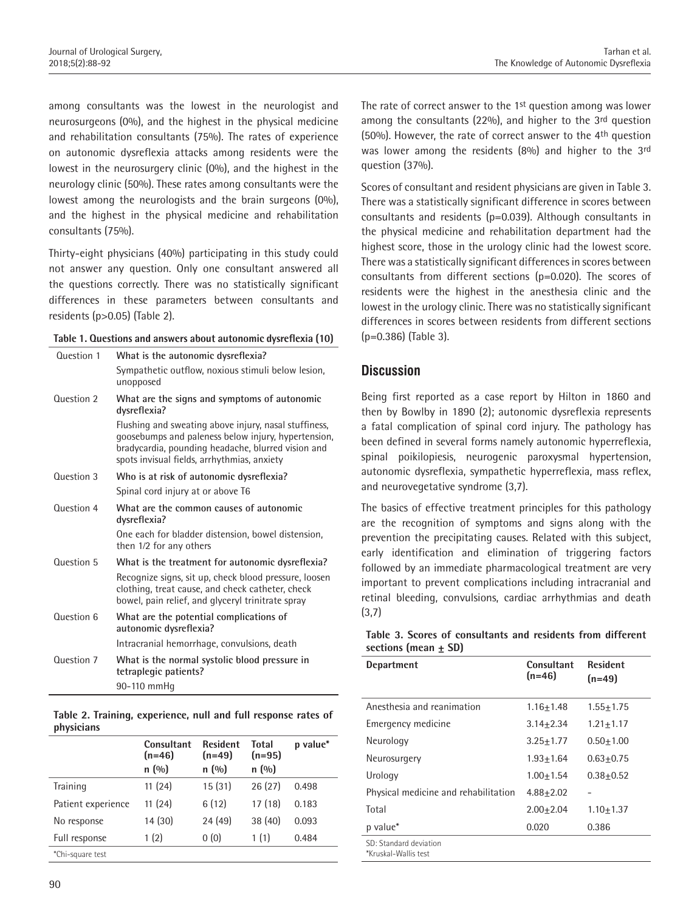among consultants was the lowest in the neurologist and neurosurgeons (0%), and the highest in the physical medicine and rehabilitation consultants (75%). The rates of experience on autonomic dysreflexia attacks among residents were the lowest in the neurosurgery clinic (0%), and the highest in the neurology clinic (50%). These rates among consultants were the lowest among the neurologists and the brain surgeons (0%), and the highest in the physical medicine and rehabilitation consultants (75%).

Thirty-eight physicians (40%) participating in this study could not answer any question. Only one consultant answered all the questions correctly. There was no statistically significant differences in these parameters between consultants and residents (p>0.05) (Table 2).

**Table 1. Questions and answers about autonomic dysreflexia (10)**

| | |
|---|---|
| Question 1 | **What is the autonomic dysreflexia?** |
| | Sympathetic outflow, noxious stimuli below lesion, unopposed |
| Question 2 | **What are the signs and symptoms of autonomic dysreflexia?** |
| | Flushing and sweating above injury, nasal stuffiness, goosebumps and paleness below injury, hypertension, bradycardia, pounding headache, blurred vision and spots invisual fields, arrhythmias, anxiety |
| Question 3 | **Who is at risk of autonomic dysreflexia?** |
| | Spinal cord injury at or above T6 |
| Question 4 | **What are the common causes of autonomic dysreflexia?** |
| | One each for bladder distension, bowel distension, then 1/2 for any others |
| Question 5 | **What is the treatment for autonomic dysreflexia?** |
| | Recognize signs, sit up, check blood pressure, loosen clothing, treat cause, and check catheter, check bowel, pain relief, and glyceryl trinitrate spray |
| Question 6 | **What are the potential complications of autonomic dysreflexia?** |
| | Intracranial hemorrhage, convulsions, death |
| Question 7 | **What is the normal systolic blood pressure in tetraplegic patients?** |
| | 90-110 mmHg |

**Table 2. Training, experience, null and full response rates of physicians**

| | Consultant (n=46) n (%) | Resident (n=49) n (%) | Total (n=95) n (%) | p value* |
|---|---|---|---|---|
| Training | 11 (24) | 15 (31) | 26 (27) | 0.498 |
| Patient experience | 11 (24) | 6 (12) | 17 (18) | 0.183 |
| No response | 14 (30) | 24 (49) | 38 (40) | 0.093 |
| Full response | 1 (2) | 0 (0) | 1 (1) | 0.484 |

*Chi-square test

The rate of correct answer to the 1st question among was lower among the consultants (22%), and higher to the 3rd question (50%). However, the rate of correct answer to the 4th question was lower among the residents (8%) and higher to the 3rd question (37%).

Scores of consultant and resident physicians are given in Table 3. There was a statistically significant difference in scores between consultants and residents (p=0.039). Although consultants in the physical medicine and rehabilitation department had the highest score, those in the urology clinic had the lowest score. There was a statistically significant differences in scores between consultants from different sections (p=0.020). The scores of residents were the highest in the anesthesia clinic and the lowest in the urology clinic. There was no statistically significant differences in scores between residents from different sections (p=0.386) (Table 3).

## Discussion

Being first reported as a case report by Hilton in 1860 and then by Bowlby in 1890 (2); autonomic dysreflexia represents a fatal complication of spinal cord injury. The pathology has been defined in several forms namely autonomic hyperreflexia, spinal poikilopiesis, neurogenic paroxysmal hypertension, autonomic dysreflexia, sympathetic hyperreflexia, mass reflex, and neurovegetative syndrome (3,7).

The basics of effective treatment principles for this pathology are the recognition of symptoms and signs along with the prevention the precipitating causes. Related with this subject, early identification and elimination of triggering factors followed by an immediate pharmacological treatment are very important to prevent complications including intracranial and retinal bleeding, convulsions, cardiac arrhythmias and death (3,7)

**Table 3. Scores of consultants and residents from different sections (mean ± SD)**

| Department | Consultant (n=46) | Resident (n=49) |
|---|---|---|
| Anesthesia and reanimation | 1.16±1.48 | 1.55±1.75 |
| Emergency medicine | 3.14±2.34 | 1.21±1.17 |
| Neurology | 3.25±1.77 | 0.50±1.00 |
| Neurosurgery | 1.93±1.64 | 0.63±0.75 |
| Urology | 1.00±1.54 | 0.38±0.52 |
| Physical medicine and rehabilitation | 4.88±2.02 | - |
| Total | 2.00±2.04 | 1.10±1.37 |
| p value* | 0.020 | 0.386 |

SD: Standard deviation
*Kruskal-Wallis test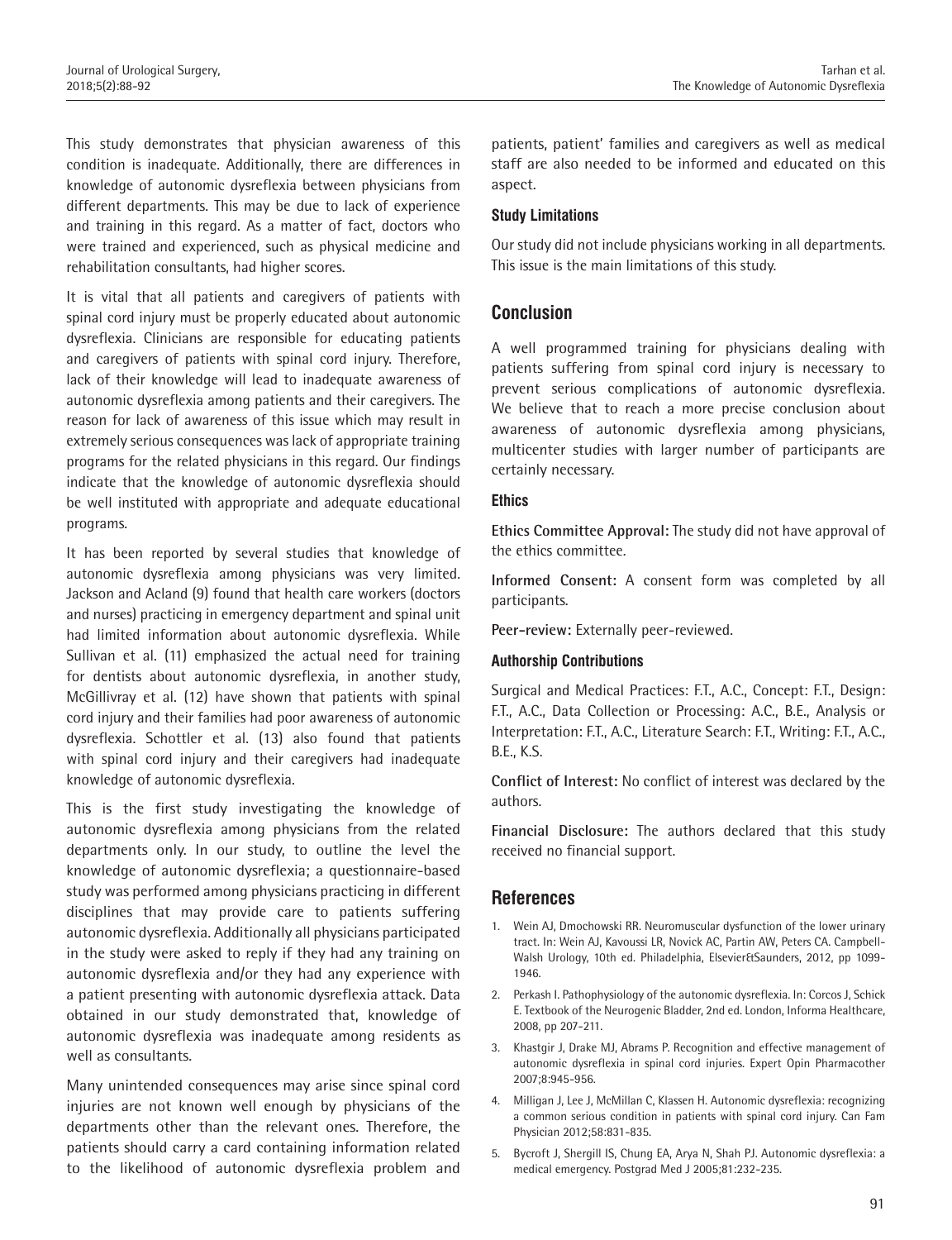This study demonstrates that physician awareness of this condition is inadequate. Additionally, there are differences in knowledge of autonomic dysreflexia between physicians from different departments. This may be due to lack of experience and training in this regard. As a matter of fact, doctors who were trained and experienced, such as physical medicine and rehabilitation consultants, had higher scores.

It is vital that all patients and caregivers of patients with spinal cord injury must be properly educated about autonomic dysreflexia. Clinicians are responsible for educating patients and caregivers of patients with spinal cord injury. Therefore, lack of their knowledge will lead to inadequate awareness of autonomic dysreflexia among patients and their caregivers. The reason for lack of awareness of this issue which may result in extremely serious consequences was lack of appropriate training programs for the related physicians in this regard. Our findings indicate that the knowledge of autonomic dysreflexia should be well instituted with appropriate and adequate educational programs.

It has been reported by several studies that knowledge of autonomic dysreflexia among physicians was very limited. Jackson and Acland (9) found that health care workers (doctors and nurses) practicing in emergency department and spinal unit had limited information about autonomic dysreflexia. While Sullivan et al. (11) emphasized the actual need for training for dentists about autonomic dysreflexia, in another study, McGillivray et al. (12) have shown that patients with spinal cord injury and their families had poor awareness of autonomic dysreflexia. Schottler et al. (13) also found that patients with spinal cord injury and their caregivers had inadequate knowledge of autonomic dysreflexia.

This is the first study investigating the knowledge of autonomic dysreflexia among physicians from the related departments only. In our study, to outline the level the knowledge of autonomic dysreflexia; a questionnaire-based study was performed among physicians practicing in different disciplines that may provide care to patients suffering autonomic dysreflexia. Additionally all physicians participated in the study were asked to reply if they had any training on autonomic dysreflexia and/or they had any experience with a patient presenting with autonomic dysreflexia attack. Data obtained in our study demonstrated that, knowledge of autonomic dysreflexia was inadequate among residents as well as consultants.

Many unintended consequences may arise since spinal cord injuries are not known well enough by physicians of the departments other than the relevant ones. Therefore, the patients should carry a card containing information related to the likelihood of autonomic dysreflexia problem and patients, patient' families and caregivers as well as medical staff are also needed to be informed and educated on this aspect.

### Study Limitations

Our study did not include physicians working in all departments. This issue is the main limitations of this study.

## Conclusion

A well programmed training for physicians dealing with patients suffering from spinal cord injury is necessary to prevent serious complications of autonomic dysreflexia. We believe that to reach a more precise conclusion about awareness of autonomic dysreflexia among physicians, multicenter studies with larger number of participants are certainly necessary.

### Ethics

**Ethics Committee Approval:** The study did not have approval of the ethics committee.

**Informed Consent:** A consent form was completed by all participants.

**Peer-review:** Externally peer-reviewed.

### Authorship Contributions

Surgical and Medical Practices: F.T., A.C., Concept: F.T., Design: F.T., A.C., Data Collection or Processing: A.C., B.E., Analysis or Interpretation: F.T., A.C., Literature Search: F.T., Writing: F.T., A.C., B.E., K.S.

**Conflict of Interest:** No conflict of interest was declared by the authors.

**Financial Disclosure:** The authors declared that this study received no financial support.

## References

1. Wein AJ, Dmochowski RR. Neuromuscular dysfunction of the lower urinary tract. In: Wein AJ, Kavoussi LR, Novick AC, Partin AW, Peters CA. Campbell-Walsh Urology, 10th ed. Philadelphia, Elsevier&Saunders, 2012, pp 1099-1946.
2. Perkash I. Pathophysiology of the autonomic dysreflexia. In: Corcos J, Schick E. Textbook of the Neurogenic Bladder, 2nd ed. London, Informa Healthcare, 2008, pp 207-211.
3. Khastgir J, Drake MJ, Abrams P. Recognition and effective management of autonomic dysreflexia in spinal cord injuries. Expert Opin Pharmacother 2007;8:945-956.
4. Milligan J, Lee J, McMillan C, Klassen H. Autonomic dysreflexia: recognizing a common serious condition in patients with spinal cord injury. Can Fam Physician 2012;58:831-835.
5. Bycroft J, Shergill IS, Chung EA, Arya N, Shah PJ. Autonomic dysreflexia: a medical emergency. Postgrad Med J 2005;81:232-235.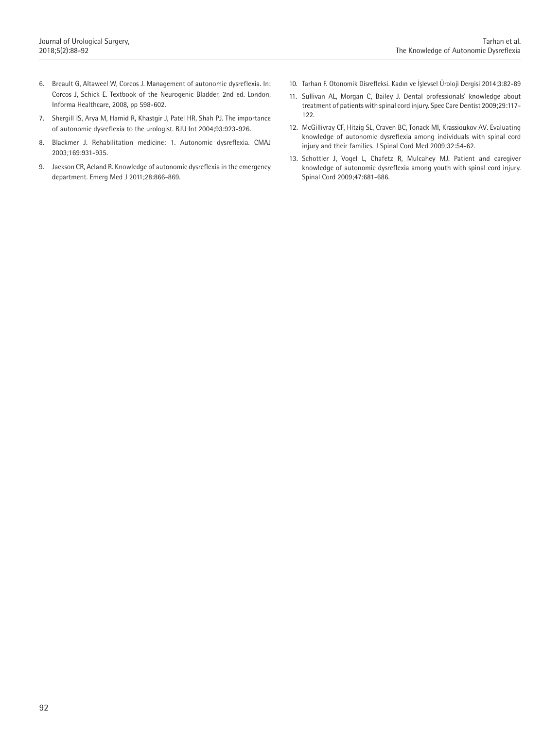6. Breault G, Altaweel W, Corcos J. Management of autonomic dysreflexia. In: Corcos J, Schick E. Textbook of the Neurogenic Bladder, 2nd ed. London, Informa Healthcare, 2008, pp 598-602.
7. Shergill IS, Arya M, Hamid R, Khastgir J, Patel HR, Shah PJ. The importance of autonomic dysreflexia to the urologist. BJU Int 2004;93:923-926.
8. Blackmer J. Rehabilitation medicine: 1. Autonomic dysreflexia. CMAJ 2003;169:931-935.
9. Jackson CR, Acland R. Knowledge of autonomic dysreflexia in the emergency department. Emerg Med J 2011;28:866-869.
10. Tarhan F. Otonomik Disrefleksi. Kadın ve İşlevsel Üroloji Dergisi 2014;3:82-89
11. Sullivan AL, Morgan C, Bailey J. Dental professionals' knowledge about treatment of patients with spinal cord injury. Spec Care Dentist 2009;29:117-122.
12. McGillivray CF, Hitzig SL, Craven BC, Tonack MI, Krassioukov AV. Evaluating knowledge of autonomic dysreflexia among individuals with spinal cord injury and their families. J Spinal Cord Med 2009;32:54-62.
13. Schottler J, Vogel L, Chafetz R, Mulcahey MJ. Patient and caregiver knowledge of autonomic dysreflexia among youth with spinal cord injury. Spinal Cord 2009;47:681-686.